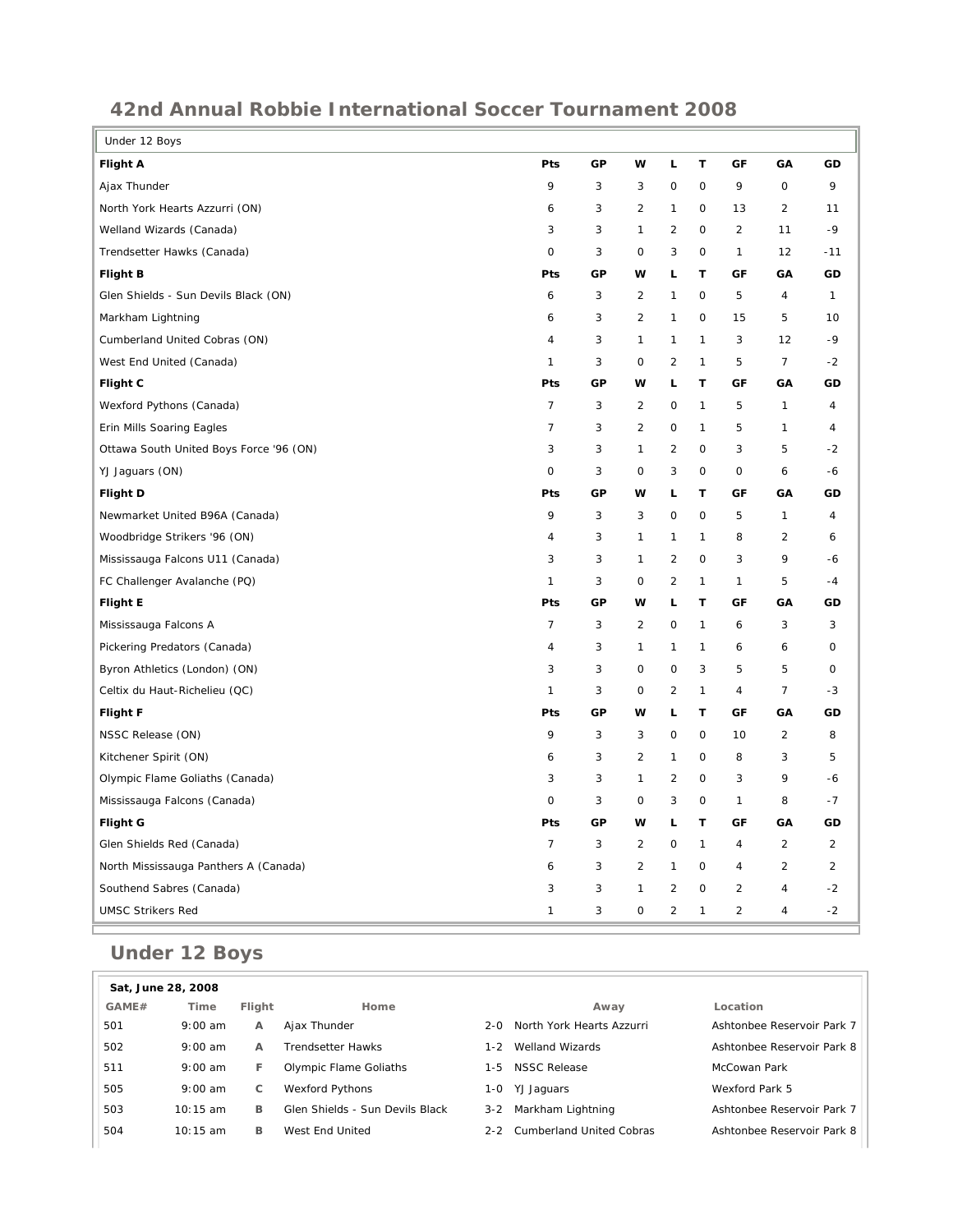# 42nd Annual Robbie International Soccer Tournament 2008

| Under 12 Boys | | | | | | | | |
|---|---|---|---|---|---|---|---|---|
| **Flight A** | **Pts** | **GP** | **W** | **L** | **T** | **GF** | **GA** | **GD** |
| Ajax Thunder | 9 | 3 | 3 | 0 | 0 | 9 | 0 | 9 |
| North York Hearts Azzurri (ON) | 6 | 3 | 2 | 1 | 0 | 13 | 2 | 11 |
| Welland Wizards (Canada) | 3 | 3 | 1 | 2 | 0 | 2 | 11 | -9 |
| Trendsetter Hawks (Canada) | 0 | 3 | 0 | 3 | 0 | 1 | 12 | -11 |
| **Flight B** | **Pts** | **GP** | **W** | **L** | **T** | **GF** | **GA** | **GD** |
| Glen Shields - Sun Devils Black (ON) | 6 | 3 | 2 | 1 | 0 | 5 | 4 | 1 |
| Markham Lightning | 6 | 3 | 2 | 1 | 0 | 15 | 5 | 10 |
| Cumberland United Cobras (ON) | 4 | 3 | 1 | 1 | 1 | 3 | 12 | -9 |
| West End United (Canada) | 1 | 3 | 0 | 2 | 1 | 5 | 7 | -2 |
| **Flight C** | **Pts** | **GP** | **W** | **L** | **T** | **GF** | **GA** | **GD** |
| Wexford Pythons (Canada) | 7 | 3 | 2 | 0 | 1 | 5 | 1 | 4 |
| Erin Mills Soaring Eagles | 7 | 3 | 2 | 0 | 1 | 5 | 1 | 4 |
| Ottawa South United Boys Force '96 (ON) | 3 | 3 | 1 | 2 | 0 | 3 | 5 | -2 |
| YJ Jaguars (ON) | 0 | 3 | 0 | 3 | 0 | 0 | 6 | -6 |
| **Flight D** | **Pts** | **GP** | **W** | **L** | **T** | **GF** | **GA** | **GD** |
| Newmarket United B96A (Canada) | 9 | 3 | 3 | 0 | 0 | 5 | 1 | 4 |
| Woodbridge Strikers '96 (ON) | 4 | 3 | 1 | 1 | 1 | 8 | 2 | 6 |
| Mississauga Falcons U11 (Canada) | 3 | 3 | 1 | 2 | 0 | 3 | 9 | -6 |
| FC Challenger Avalanche (PQ) | 1 | 3 | 0 | 2 | 1 | 1 | 5 | -4 |
| **Flight E** | **Pts** | **GP** | **W** | **L** | **T** | **GF** | **GA** | **GD** |
| Mississauga Falcons A | 7 | 3 | 2 | 0 | 1 | 6 | 3 | 3 |
| Pickering Predators (Canada) | 4 | 3 | 1 | 1 | 1 | 6 | 6 | 0 |
| Byron Athletics (London) (ON) | 3 | 3 | 0 | 0 | 3 | 5 | 5 | 0 |
| Celtix du Haut-Richelieu (QC) | 1 | 3 | 0 | 2 | 1 | 4 | 7 | -3 |
| **Flight F** | **Pts** | **GP** | **W** | **L** | **T** | **GF** | **GA** | **GD** |
| NSSC Release (ON) | 9 | 3 | 3 | 0 | 0 | 10 | 2 | 8 |
| Kitchener Spirit (ON) | 6 | 3 | 2 | 1 | 0 | 8 | 3 | 5 |
| Olympic Flame Goliaths (Canada) | 3 | 3 | 1 | 2 | 0 | 3 | 9 | -6 |
| Mississauga Falcons (Canada) | 0 | 3 | 0 | 3 | 0 | 1 | 8 | -7 |
| **Flight G** | **Pts** | **GP** | **W** | **L** | **T** | **GF** | **GA** | **GD** |
| Glen Shields Red (Canada) | 7 | 3 | 2 | 0 | 1 | 4 | 2 | 2 |
| North Mississauga Panthers A (Canada) | 6 | 3 | 2 | 1 | 0 | 4 | 2 | 2 |
| Southend Sabres (Canada) | 3 | 3 | 1 | 2 | 0 | 2 | 4 | -2 |
| UMSC Strikers Red | 1 | 3 | 0 | 2 | 1 | 2 | 4 | -2 |

## Under 12 Boys

**Sat, June 28, 2008**

| GAME# | Time | Flight | Home | | Away | Location |
|---|---|---|---|---|---|---|
| 501 | 9:00 am | A | Ajax Thunder | 2-0 | North York Hearts Azzurri | Ashtonbee Reservoir Park 7 |
| 502 | 9:00 am | A | Trendsetter Hawks | 1-2 | Welland Wizards | Ashtonbee Reservoir Park 8 |
| 511 | 9:00 am | F | Olympic Flame Goliaths | 1-5 | NSSC Release | McCowan Park |
| 505 | 9:00 am | C | Wexford Pythons | 1-0 | YJ Jaguars | Wexford Park 5 |
| 503 | 10:15 am | B | Glen Shields - Sun Devils Black | 3-2 | Markham Lightning | Ashtonbee Reservoir Park 7 |
| 504 | 10:15 am | B | West End United | 2-2 | Cumberland United Cobras | Ashtonbee Reservoir Park 8 |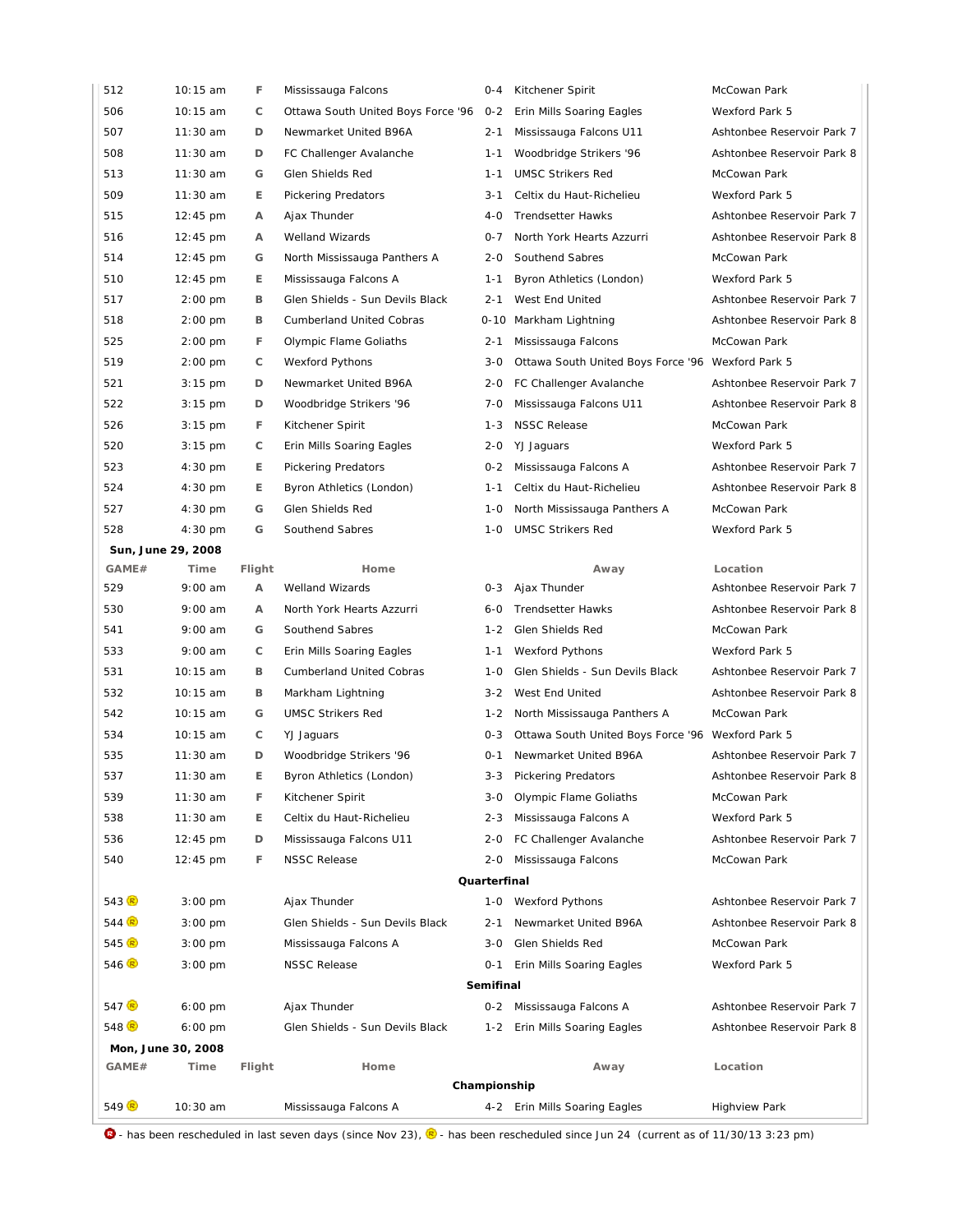| GAME# | Time | Flight | Home | | Away | Location |
|---|---|---|---|---|---|---|
| 512 | 10:15 am | F | Mississauga Falcons | 0-4 | Kitchener Spirit | McCowan Park |
| 506 | 10:15 am | C | Ottawa South United Boys Force '96 | 0-2 | Erin Mills Soaring Eagles | Wexford Park 5 |
| 507 | 11:30 am | D | Newmarket United B96A | 2-1 | Mississauga Falcons U11 | Ashtonbee Reservoir Park 7 |
| 508 | 11:30 am | D | FC Challenger Avalanche | 1-1 | Woodbridge Strikers '96 | Ashtonbee Reservoir Park 8 |
| 513 | 11:30 am | G | Glen Shields Red | 1-1 | UMSC Strikers Red | McCowan Park |
| 509 | 11:30 am | E | Pickering Predators | 3-1 | Celtix du Haut-Richelieu | Wexford Park 5 |
| 515 | 12:45 pm | A | Ajax Thunder | 4-0 | Trendsetter Hawks | Ashtonbee Reservoir Park 7 |
| 516 | 12:45 pm | A | Welland Wizards | 0-7 | North York Hearts Azzurri | Ashtonbee Reservoir Park 8 |
| 514 | 12:45 pm | G | North Mississauga Panthers A | 2-0 | Southend Sabres | McCowan Park |
| 510 | 12:45 pm | E | Mississauga Falcons A | 1-1 | Byron Athletics (London) | Wexford Park 5 |
| 517 | 2:00 pm | B | Glen Shields - Sun Devils Black | 2-1 | West End United | Ashtonbee Reservoir Park 7 |
| 518 | 2:00 pm | B | Cumberland United Cobras | 0-10 | Markham Lightning | Ashtonbee Reservoir Park 8 |
| 525 | 2:00 pm | F | Olympic Flame Goliaths | 2-1 | Mississauga Falcons | McCowan Park |
| 519 | 2:00 pm | C | Wexford Pythons | 3-0 | Ottawa South United Boys Force '96 | Wexford Park 5 |
| 521 | 3:15 pm | D | Newmarket United B96A | 2-0 | FC Challenger Avalanche | Ashtonbee Reservoir Park 7 |
| 522 | 3:15 pm | D | Woodbridge Strikers '96 | 7-0 | Mississauga Falcons U11 | Ashtonbee Reservoir Park 8 |
| 526 | 3:15 pm | F | Kitchener Spirit | 1-3 | NSSC Release | McCowan Park |
| 520 | 3:15 pm | C | Erin Mills Soaring Eagles | 2-0 | YJ Jaguars | Wexford Park 5 |
| 523 | 4:30 pm | E | Pickering Predators | 0-2 | Mississauga Falcons A | Ashtonbee Reservoir Park 7 |
| 524 | 4:30 pm | E | Byron Athletics (London) | 1-1 | Celtix du Haut-Richelieu | Ashtonbee Reservoir Park 8 |
| 527 | 4:30 pm | G | Glen Shields Red | 1-0 | North Mississauga Panthers A | McCowan Park |
| 528 | 4:30 pm | G | Southend Sabres | 1-0 | UMSC Strikers Red | Wexford Park 5 |

**Sun, June 29, 2008**

| GAME# | Time | Flight | Home | | Away | Location |
|---|---|---|---|---|---|---|
| 529 | 9:00 am | A | Welland Wizards | 0-3 | Ajax Thunder | Ashtonbee Reservoir Park 7 |
| 530 | 9:00 am | A | North York Hearts Azzurri | 6-0 | Trendsetter Hawks | Ashtonbee Reservoir Park 8 |
| 541 | 9:00 am | G | Southend Sabres | 1-2 | Glen Shields Red | McCowan Park |
| 533 | 9:00 am | C | Erin Mills Soaring Eagles | 1-1 | Wexford Pythons | Wexford Park 5 |
| 531 | 10:15 am | B | Cumberland United Cobras | 1-0 | Glen Shields - Sun Devils Black | Ashtonbee Reservoir Park 7 |
| 532 | 10:15 am | B | Markham Lightning | 3-2 | West End United | Ashtonbee Reservoir Park 8 |
| 542 | 10:15 am | G | UMSC Strikers Red | 1-2 | North Mississauga Panthers A | McCowan Park |
| 534 | 10:15 am | C | YJ Jaguars | 0-3 | Ottawa South United Boys Force '96 | Wexford Park 5 |
| 535 | 11:30 am | D | Woodbridge Strikers '96 | 0-1 | Newmarket United B96A | Ashtonbee Reservoir Park 7 |
| 537 | 11:30 am | E | Byron Athletics (London) | 3-3 | Pickering Predators | Ashtonbee Reservoir Park 8 |
| 539 | 11:30 am | F | Kitchener Spirit | 3-0 | Olympic Flame Goliaths | McCowan Park |
| 538 | 11:30 am | E | Celtix du Haut-Richelieu | 2-3 | Mississauga Falcons A | Wexford Park 5 |
| 536 | 12:45 pm | D | Mississauga Falcons U11 | 2-0 | FC Challenger Avalanche | Ashtonbee Reservoir Park 7 |
| 540 | 12:45 pm | F | NSSC Release | 2-0 | Mississauga Falcons | McCowan Park |

**Quarterfinal**

| GAME# | Time | Flight | Home | | Away | Location |
|---|---|---|---|---|---|---|
| 543 (R) | 3:00 pm | | Ajax Thunder | 1-0 | Wexford Pythons | Ashtonbee Reservoir Park 7 |
| 544 (R) | 3:00 pm | | Glen Shields - Sun Devils Black | 2-1 | Newmarket United B96A | Ashtonbee Reservoir Park 8 |
| 545 (R) | 3:00 pm | | Mississauga Falcons A | 3-0 | Glen Shields Red | McCowan Park |
| 546 (R) | 3:00 pm | | NSSC Release | 0-1 | Erin Mills Soaring Eagles | Wexford Park 5 |

**Semifinal**

| GAME# | Time | Flight | Home | | Away | Location |
|---|---|---|---|---|---|---|
| 547 (R) | 6:00 pm | | Ajax Thunder | 0-2 | Mississauga Falcons A | Ashtonbee Reservoir Park 7 |
| 548 (R) | 6:00 pm | | Glen Shields - Sun Devils Black | 1-2 | Erin Mills Soaring Eagles | Ashtonbee Reservoir Park 8 |

**Mon, June 30, 2008**

**Championship**

| GAME# | Time | Flight | Home | | Away | Location |
|---|---|---|---|---|---|---|
| 549 (R) | 10:30 am | | Mississauga Falcons A | 4-2 | Erin Mills Soaring Eagles | Highview Park |

(R) - has been rescheduled in last seven days (since Nov 23), (R) - has been rescheduled since Jun 24 (current as of 11/30/13 3:23 pm)